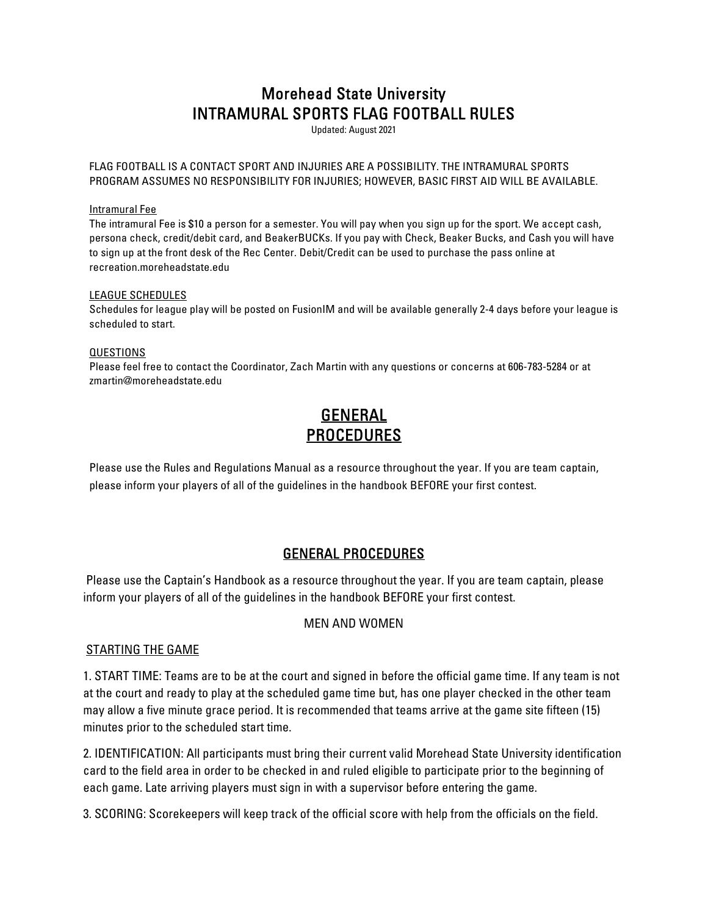# Morehead State University
# INTRAMURAL SPORTS FLAG FOOTBALL RULES

Updated: August 2021

FLAG FOOTBALL IS A CONTACT SPORT AND INJURIES ARE A POSSIBILITY. THE INTRAMURAL SPORTS PROGRAM ASSUMES NO RESPONSIBILITY FOR INJURIES; HOWEVER, BASIC FIRST AID WILL BE AVAILABLE.

Intramural Fee

The intramural Fee is $10 a person for a semester. You will pay when you sign up for the sport. We accept cash, persona check, credit/debit card, and BeakerBUCKs. If you pay with Check, Beaker Bucks, and Cash you will have to sign up at the front desk of the Rec Center. Debit/Credit can be used to purchase the pass online at recreation.moreheadstate.edu

LEAGUE SCHEDULES

Schedules for league play will be posted on FusionIM and will be available generally 2-4 days before your league is scheduled to start.

QUESTIONS

Please feel free to contact the Coordinator, Zach Martin with any questions or concerns at 606-783-5284 or at zmartin@moreheadstate.edu

## GENERAL PROCEDURES

Please use the Rules and Regulations Manual as a resource throughout the year. If you are team captain, please inform your players of all of the guidelines in the handbook BEFORE your first contest.

## GENERAL PROCEDURES

Please use the Captain's Handbook as a resource throughout the year. If you are team captain, please inform your players of all of the guidelines in the handbook BEFORE your first contest.

MEN AND WOMEN

### STARTING THE GAME

1. START TIME: Teams are to be at the court and signed in before the official game time. If any team is not at the court and ready to play at the scheduled game time but, has one player checked in the other team may allow a five minute grace period. It is recommended that teams arrive at the game site fifteen (15) minutes prior to the scheduled start time.

2. IDENTIFICATION: All participants must bring their current valid Morehead State University identification card to the field area in order to be checked in and ruled eligible to participate prior to the beginning of each game. Late arriving players must sign in with a supervisor before entering the game.

3. SCORING: Scorekeepers will keep track of the official score with help from the officials on the field.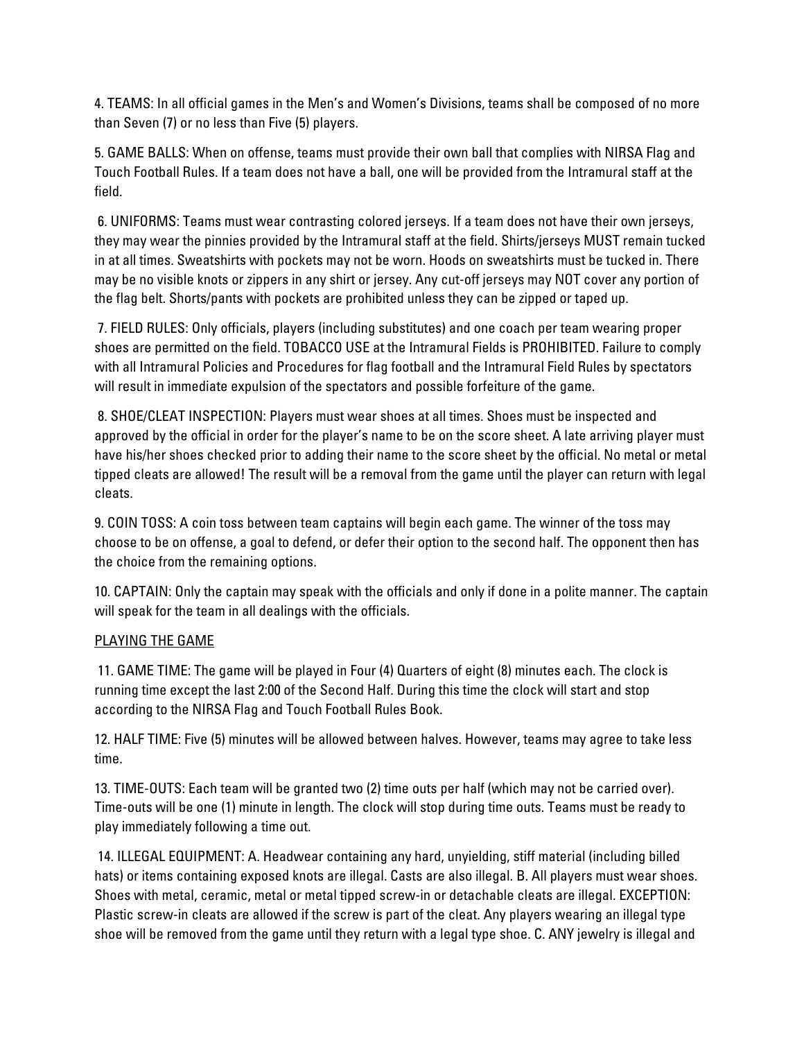4. TEAMS: In all official games in the Men's and Women's Divisions, teams shall be composed of no more than Seven (7) or no less than Five (5) players.

5. GAME BALLS: When on offense, teams must provide their own ball that complies with NIRSA Flag and Touch Football Rules. If a team does not have a ball, one will be provided from the Intramural staff at the field.

6. UNIFORMS: Teams must wear contrasting colored jerseys. If a team does not have their own jerseys, they may wear the pinnies provided by the Intramural staff at the field. Shirts/jerseys MUST remain tucked in at all times. Sweatshirts with pockets may not be worn. Hoods on sweatshirts must be tucked in. There may be no visible knots or zippers in any shirt or jersey. Any cut-off jerseys may NOT cover any portion of the flag belt. Shorts/pants with pockets are prohibited unless they can be zipped or taped up.

7. FIELD RULES: Only officials, players (including substitutes) and one coach per team wearing proper shoes are permitted on the field. TOBACCO USE at the Intramural Fields is PROHIBITED. Failure to comply with all Intramural Policies and Procedures for flag football and the Intramural Field Rules by spectators will result in immediate expulsion of the spectators and possible forfeiture of the game.

8. SHOE/CLEAT INSPECTION: Players must wear shoes at all times. Shoes must be inspected and approved by the official in order for the player's name to be on the score sheet. A late arriving player must have his/her shoes checked prior to adding their name to the score sheet by the official. No metal or metal tipped cleats are allowed! The result will be a removal from the game until the player can return with legal cleats.

9. COIN TOSS: A coin toss between team captains will begin each game. The winner of the toss may choose to be on offense, a goal to defend, or defer their option to the second half. The opponent then has the choice from the remaining options.

10. CAPTAIN: Only the captain may speak with the officials and only if done in a polite manner. The captain will speak for the team in all dealings with the officials.

## PLAYING THE GAME

11. GAME TIME: The game will be played in Four (4) Quarters of eight (8) minutes each. The clock is running time except the last 2:00 of the Second Half. During this time the clock will start and stop according to the NIRSA Flag and Touch Football Rules Book.

12. HALF TIME: Five (5) minutes will be allowed between halves. However, teams may agree to take less time.

13. TIME-OUTS: Each team will be granted two (2) time outs per half (which may not be carried over). Time-outs will be one (1) minute in length. The clock will stop during time outs. Teams must be ready to play immediately following a time out.

14. ILLEGAL EQUIPMENT: A. Headwear containing any hard, unyielding, stiff material (including billed hats) or items containing exposed knots are illegal. Casts are also illegal. B. All players must wear shoes. Shoes with metal, ceramic, metal or metal tipped screw-in or detachable cleats are illegal. EXCEPTION: Plastic screw-in cleats are allowed if the screw is part of the cleat. Any players wearing an illegal type shoe will be removed from the game until they return with a legal type shoe. C. ANY jewelry is illegal and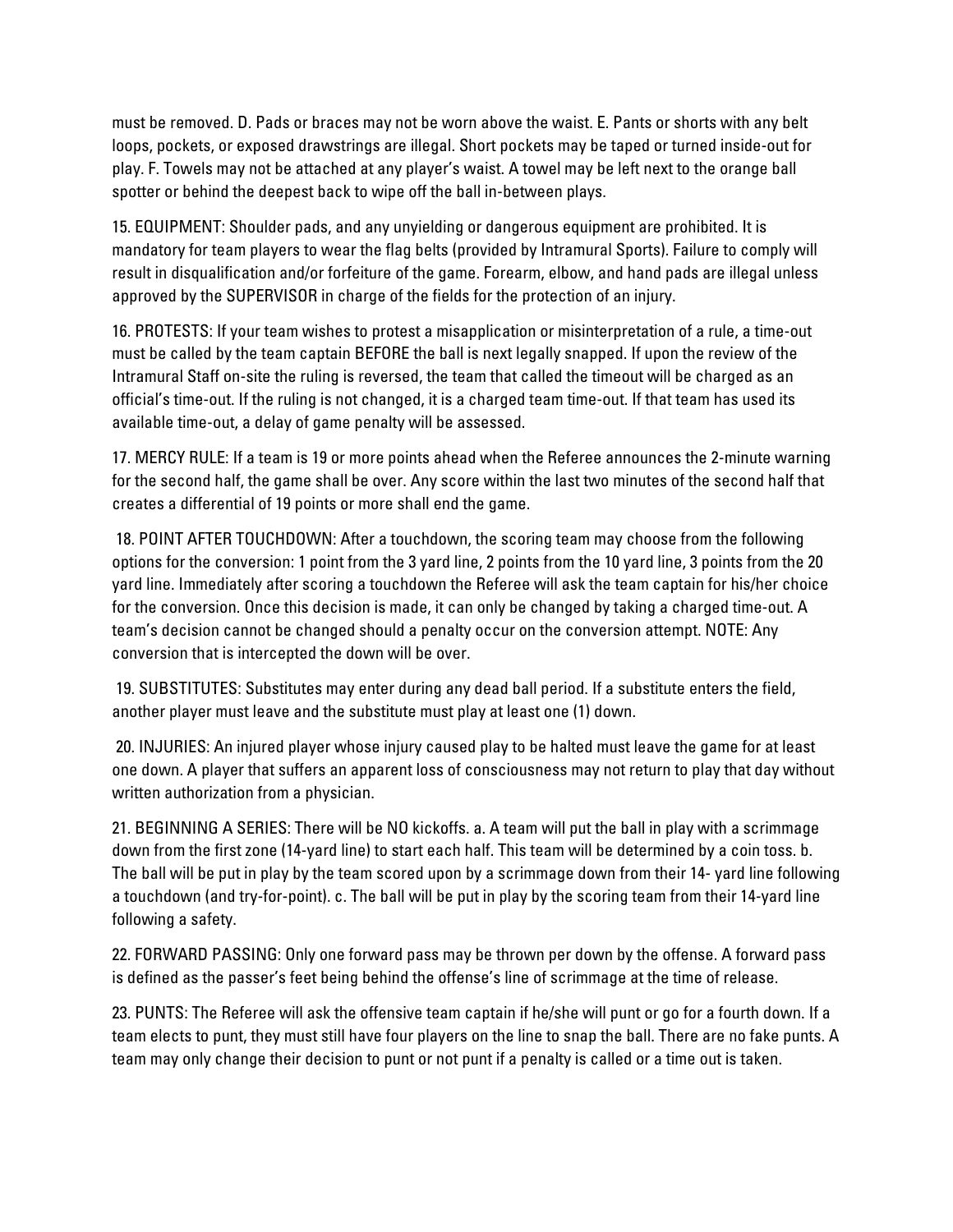must be removed. D. Pads or braces may not be worn above the waist. E. Pants or shorts with any belt loops, pockets, or exposed drawstrings are illegal. Short pockets may be taped or turned inside-out for play. F. Towels may not be attached at any player's waist. A towel may be left next to the orange ball spotter or behind the deepest back to wipe off the ball in-between plays.

15. EQUIPMENT: Shoulder pads, and any unyielding or dangerous equipment are prohibited. It is mandatory for team players to wear the flag belts (provided by Intramural Sports). Failure to comply will result in disqualification and/or forfeiture of the game. Forearm, elbow, and hand pads are illegal unless approved by the SUPERVISOR in charge of the fields for the protection of an injury.

16. PROTESTS: If your team wishes to protest a misapplication or misinterpretation of a rule, a time-out must be called by the team captain BEFORE the ball is next legally snapped. If upon the review of the Intramural Staff on-site the ruling is reversed, the team that called the timeout will be charged as an official's time-out. If the ruling is not changed, it is a charged team time-out. If that team has used its available time-out, a delay of game penalty will be assessed.

17. MERCY RULE: If a team is 19 or more points ahead when the Referee announces the 2-minute warning for the second half, the game shall be over. Any score within the last two minutes of the second half that creates a differential of 19 points or more shall end the game.

18. POINT AFTER TOUCHDOWN: After a touchdown, the scoring team may choose from the following options for the conversion: 1 point from the 3 yard line, 2 points from the 10 yard line, 3 points from the 20 yard line. Immediately after scoring a touchdown the Referee will ask the team captain for his/her choice for the conversion. Once this decision is made, it can only be changed by taking a charged time-out. A team's decision cannot be changed should a penalty occur on the conversion attempt. NOTE: Any conversion that is intercepted the down will be over.

19. SUBSTITUTES: Substitutes may enter during any dead ball period. If a substitute enters the field, another player must leave and the substitute must play at least one (1) down.

20. INJURIES: An injured player whose injury caused play to be halted must leave the game for at least one down. A player that suffers an apparent loss of consciousness may not return to play that day without written authorization from a physician.

21. BEGINNING A SERIES: There will be NO kickoffs. a. A team will put the ball in play with a scrimmage down from the first zone (14-yard line) to start each half. This team will be determined by a coin toss. b. The ball will be put in play by the team scored upon by a scrimmage down from their 14- yard line following a touchdown (and try-for-point). c. The ball will be put in play by the scoring team from their 14-yard line following a safety.

22. FORWARD PASSING: Only one forward pass may be thrown per down by the offense. A forward pass is defined as the passer's feet being behind the offense's line of scrimmage at the time of release.

23. PUNTS: The Referee will ask the offensive team captain if he/she will punt or go for a fourth down. If a team elects to punt, they must still have four players on the line to snap the ball. There are no fake punts. A team may only change their decision to punt or not punt if a penalty is called or a time out is taken.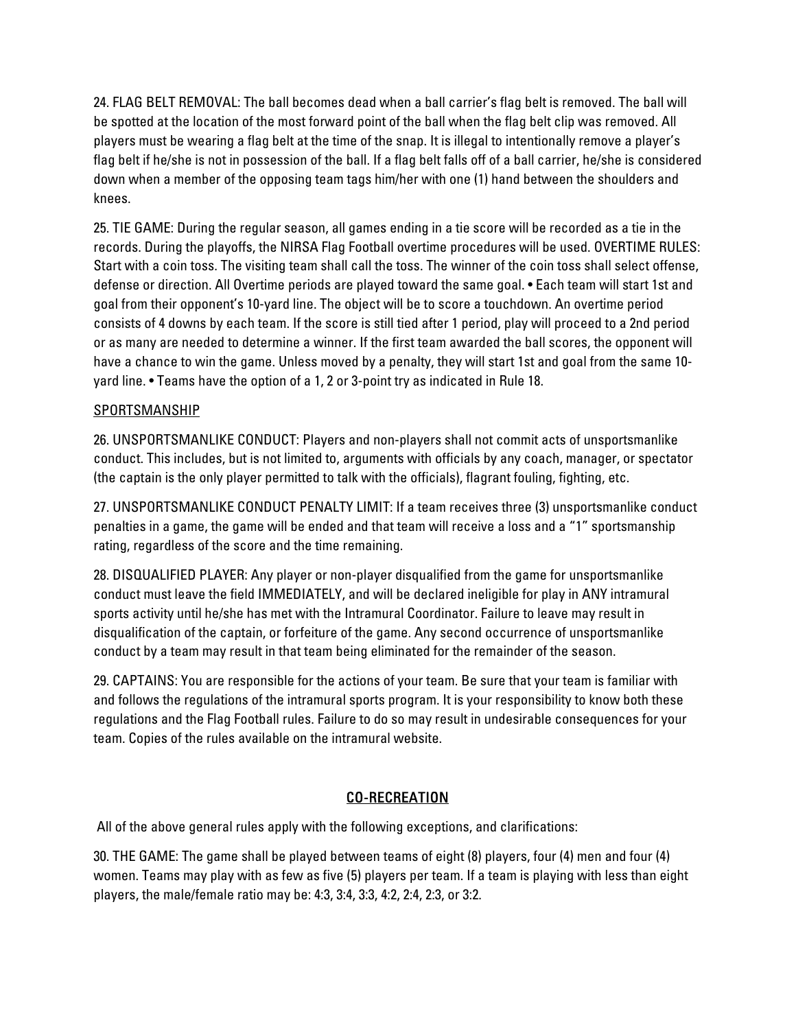24. FLAG BELT REMOVAL: The ball becomes dead when a ball carrier's flag belt is removed. The ball will be spotted at the location of the most forward point of the ball when the flag belt clip was removed. All players must be wearing a flag belt at the time of the snap. It is illegal to intentionally remove a player's flag belt if he/she is not in possession of the ball. If a flag belt falls off of a ball carrier, he/she is considered down when a member of the opposing team tags him/her with one (1) hand between the shoulders and knees.

25. TIE GAME: During the regular season, all games ending in a tie score will be recorded as a tie in the records. During the playoffs, the NIRSA Flag Football overtime procedures will be used. OVERTIME RULES: Start with a coin toss. The visiting team shall call the toss. The winner of the coin toss shall select offense, defense or direction. All Overtime periods are played toward the same goal. • Each team will start 1st and goal from their opponent's 10-yard line. The object will be to score a touchdown. An overtime period consists of 4 downs by each team. If the score is still tied after 1 period, play will proceed to a 2nd period or as many are needed to determine a winner. If the first team awarded the ball scores, the opponent will have a chance to win the game. Unless moved by a penalty, they will start 1st and goal from the same 10-yard line. • Teams have the option of a 1, 2 or 3-point try as indicated in Rule 18.

<u>SPORTSMANSHIP</u>

26. UNSPORTSMANLIKE CONDUCT: Players and non-players shall not commit acts of unsportsmanlike conduct. This includes, but is not limited to, arguments with officials by any coach, manager, or spectator (the captain is the only player permitted to talk with the officials), flagrant fouling, fighting, etc.

27. UNSPORTSMANLIKE CONDUCT PENALTY LIMIT: If a team receives three (3) unsportsmanlike conduct penalties in a game, the game will be ended and that team will receive a loss and a "1" sportsmanship rating, regardless of the score and the time remaining.

28. DISQUALIFIED PLAYER: Any player or non-player disqualified from the game for unsportsmanlike conduct must leave the field IMMEDIATELY, and will be declared ineligible for play in ANY intramural sports activity until he/she has met with the Intramural Coordinator. Failure to leave may result in disqualification of the captain, or forfeiture of the game. Any second occurrence of unsportsmanlike conduct by a team may result in that team being eliminated for the remainder of the season.

29. CAPTAINS: You are responsible for the actions of your team. Be sure that your team is familiar with and follows the regulations of the intramural sports program. It is your responsibility to know both these regulations and the Flag Football rules. Failure to do so may result in undesirable consequences for your team. Copies of the rules available on the intramural website.

## <u>CO-RECREATION</u>

All of the above general rules apply with the following exceptions, and clarifications:

30. THE GAME: The game shall be played between teams of eight (8) players, four (4) men and four (4) women. Teams may play with as few as five (5) players per team. If a team is playing with less than eight players, the male/female ratio may be: 4:3, 3:4, 3:3, 4:2, 2:4, 2:3, or 3:2.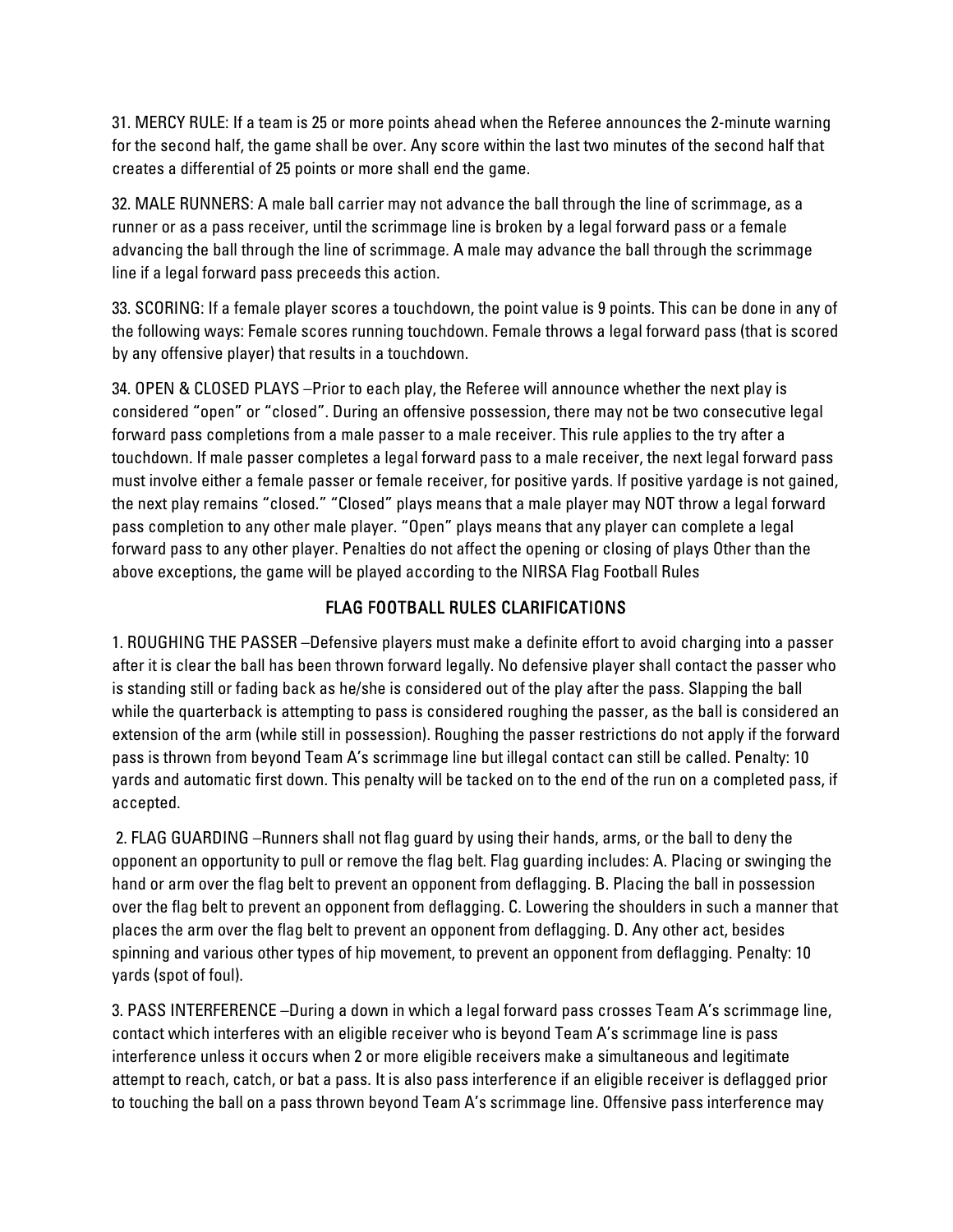31. MERCY RULE: If a team is 25 or more points ahead when the Referee announces the 2-minute warning for the second half, the game shall be over. Any score within the last two minutes of the second half that creates a differential of 25 points or more shall end the game.

32. MALE RUNNERS: A male ball carrier may not advance the ball through the line of scrimmage, as a runner or as a pass receiver, until the scrimmage line is broken by a legal forward pass or a female advancing the ball through the line of scrimmage. A male may advance the ball through the scrimmage line if a legal forward pass preceeds this action.

33. SCORING: If a female player scores a touchdown, the point value is 9 points. This can be done in any of the following ways: Female scores running touchdown. Female throws a legal forward pass (that is scored by any offensive player) that results in a touchdown.

34. OPEN & CLOSED PLAYS –Prior to each play, the Referee will announce whether the next play is considered "open" or "closed". During an offensive possession, there may not be two consecutive legal forward pass completions from a male passer to a male receiver. This rule applies to the try after a touchdown. If male passer completes a legal forward pass to a male receiver, the next legal forward pass must involve either a female passer or female receiver, for positive yards. If positive yardage is not gained, the next play remains "closed." "Closed" plays means that a male player may NOT throw a legal forward pass completion to any other male player. "Open" plays means that any player can complete a legal forward pass to any other player. Penalties do not affect the opening or closing of plays Other than the above exceptions, the game will be played according to the NIRSA Flag Football Rules

## FLAG FOOTBALL RULES CLARIFICATIONS

1. ROUGHING THE PASSER –Defensive players must make a definite effort to avoid charging into a passer after it is clear the ball has been thrown forward legally. No defensive player shall contact the passer who is standing still or fading back as he/she is considered out of the play after the pass. Slapping the ball while the quarterback is attempting to pass is considered roughing the passer, as the ball is considered an extension of the arm (while still in possession). Roughing the passer restrictions do not apply if the forward pass is thrown from beyond Team A's scrimmage line but illegal contact can still be called. Penalty: 10 yards and automatic first down. This penalty will be tacked on to the end of the run on a completed pass, if accepted.

2. FLAG GUARDING –Runners shall not flag guard by using their hands, arms, or the ball to deny the opponent an opportunity to pull or remove the flag belt. Flag guarding includes: A. Placing or swinging the hand or arm over the flag belt to prevent an opponent from deflagging. B. Placing the ball in possession over the flag belt to prevent an opponent from deflagging. C. Lowering the shoulders in such a manner that places the arm over the flag belt to prevent an opponent from deflagging. D. Any other act, besides spinning and various other types of hip movement, to prevent an opponent from deflagging. Penalty: 10 yards (spot of foul).

3. PASS INTERFERENCE –During a down in which a legal forward pass crosses Team A's scrimmage line, contact which interferes with an eligible receiver who is beyond Team A's scrimmage line is pass interference unless it occurs when 2 or more eligible receivers make a simultaneous and legitimate attempt to reach, catch, or bat a pass. It is also pass interference if an eligible receiver is deflagged prior to touching the ball on a pass thrown beyond Team A's scrimmage line. Offensive pass interference may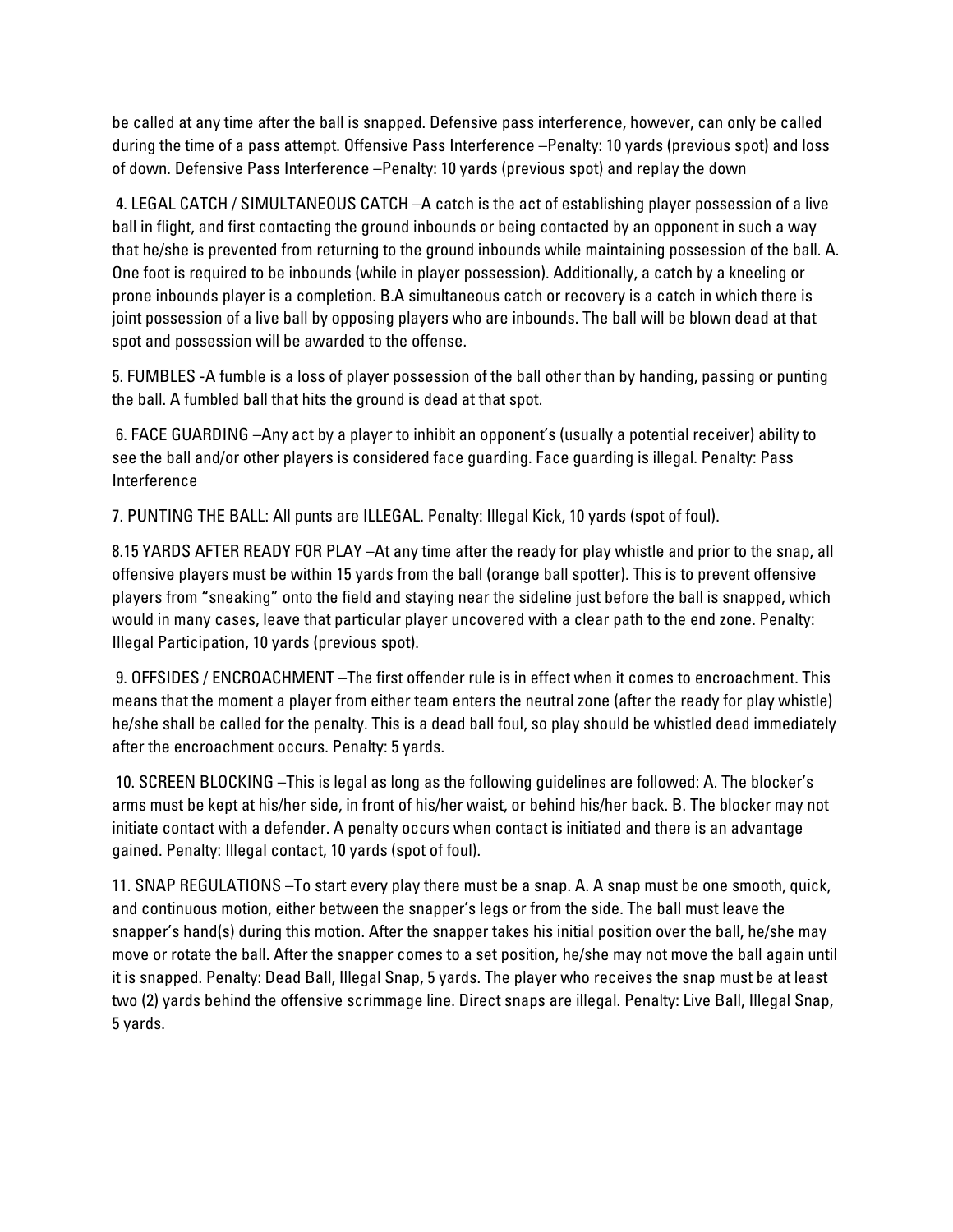be called at any time after the ball is snapped. Defensive pass interference, however, can only be called during the time of a pass attempt. Offensive Pass Interference –Penalty: 10 yards (previous spot) and loss of down. Defensive Pass Interference –Penalty: 10 yards (previous spot) and replay the down

4. LEGAL CATCH / SIMULTANEOUS CATCH –A catch is the act of establishing player possession of a live ball in flight, and first contacting the ground inbounds or being contacted by an opponent in such a way that he/she is prevented from returning to the ground inbounds while maintaining possession of the ball. A. One foot is required to be inbounds (while in player possession). Additionally, a catch by a kneeling or prone inbounds player is a completion. B.A simultaneous catch or recovery is a catch in which there is joint possession of a live ball by opposing players who are inbounds. The ball will be blown dead at that spot and possession will be awarded to the offense.

5. FUMBLES -A fumble is a loss of player possession of the ball other than by handing, passing or punting the ball. A fumbled ball that hits the ground is dead at that spot.

6. FACE GUARDING –Any act by a player to inhibit an opponent's (usually a potential receiver) ability to see the ball and/or other players is considered face guarding. Face guarding is illegal. Penalty: Pass Interference

7. PUNTING THE BALL: All punts are ILLEGAL. Penalty: Illegal Kick, 10 yards (spot of foul).

8.15 YARDS AFTER READY FOR PLAY –At any time after the ready for play whistle and prior to the snap, all offensive players must be within 15 yards from the ball (orange ball spotter). This is to prevent offensive players from "sneaking" onto the field and staying near the sideline just before the ball is snapped, which would in many cases, leave that particular player uncovered with a clear path to the end zone. Penalty: Illegal Participation, 10 yards (previous spot).

9. OFFSIDES / ENCROACHMENT –The first offender rule is in effect when it comes to encroachment. This means that the moment a player from either team enters the neutral zone (after the ready for play whistle) he/she shall be called for the penalty. This is a dead ball foul, so play should be whistled dead immediately after the encroachment occurs. Penalty: 5 yards.

10. SCREEN BLOCKING –This is legal as long as the following guidelines are followed: A. The blocker's arms must be kept at his/her side, in front of his/her waist, or behind his/her back. B. The blocker may not initiate contact with a defender. A penalty occurs when contact is initiated and there is an advantage gained. Penalty: Illegal contact, 10 yards (spot of foul).

11. SNAP REGULATIONS –To start every play there must be a snap. A. A snap must be one smooth, quick, and continuous motion, either between the snapper's legs or from the side. The ball must leave the snapper's hand(s) during this motion. After the snapper takes his initial position over the ball, he/she may move or rotate the ball. After the snapper comes to a set position, he/she may not move the ball again until it is snapped. Penalty: Dead Ball, Illegal Snap, 5 yards. The player who receives the snap must be at least two (2) yards behind the offensive scrimmage line. Direct snaps are illegal. Penalty: Live Ball, Illegal Snap, 5 yards.